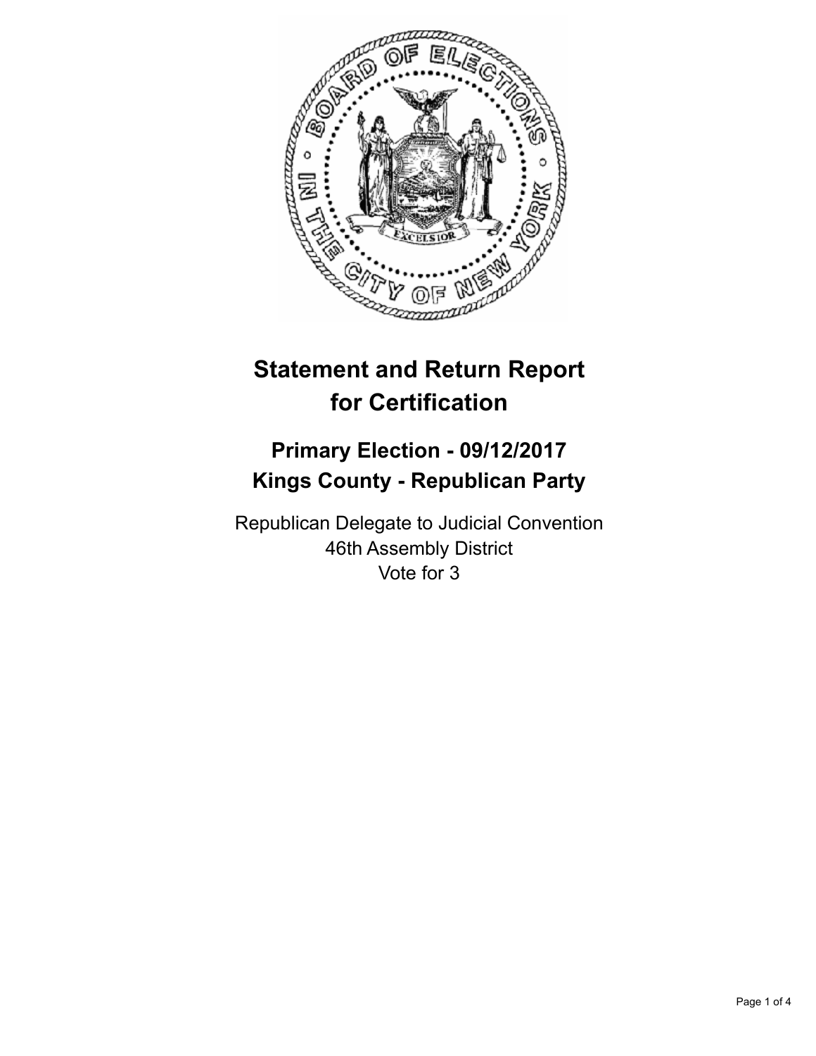# Statement and Return Report for Certification

## Primary Election - 09/12/2017

## Kings County - Republican Party

Republican Delegate to Judicial Convention
46th Assembly District
Vote for 3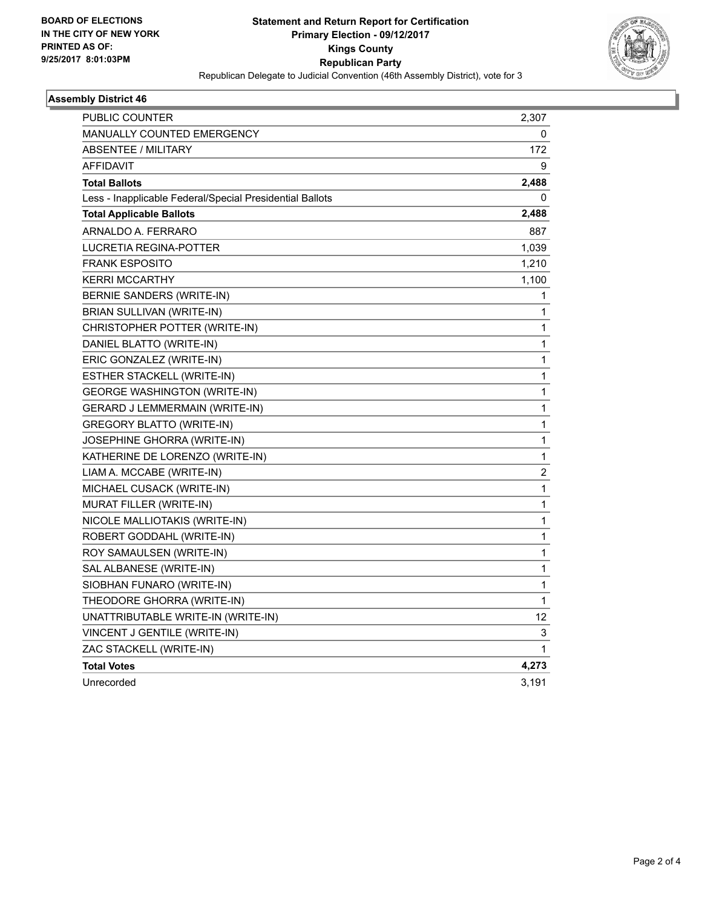BOARD OF ELECTIONS
IN THE CITY OF NEW YORK
PRINTED AS OF:
9/25/2017 8:01:03PM

**Statement and Return Report for Certification**
**Primary Election - 09/12/2017**
**Kings County**
**Republican Party**
Republican Delegate to Judicial Convention (46th Assembly District), vote for 3

### Assembly District 46

| | |
|---|---|
| PUBLIC COUNTER | 2,307 |
| MANUALLY COUNTED EMERGENCY | 0 |
| ABSENTEE / MILITARY | 172 |
| AFFIDAVIT | 9 |
| **Total Ballots** | **2,488** |
| Less - Inapplicable Federal/Special Presidential Ballots | 0 |
| **Total Applicable Ballots** | **2,488** |
| ARNALDO A. FERRARO | 887 |
| LUCRETIA REGINA-POTTER | 1,039 |
| FRANK ESPOSITO | 1,210 |
| KERRI MCCARTHY | 1,100 |
| BERNIE SANDERS (WRITE-IN) | 1 |
| BRIAN SULLIVAN (WRITE-IN) | 1 |
| CHRISTOPHER POTTER (WRITE-IN) | 1 |
| DANIEL BLATTO (WRITE-IN) | 1 |
| ERIC GONZALEZ (WRITE-IN) | 1 |
| ESTHER STACKELL (WRITE-IN) | 1 |
| GEORGE WASHINGTON (WRITE-IN) | 1 |
| GERARD J LEMMERMAIN (WRITE-IN) | 1 |
| GREGORY BLATTO (WRITE-IN) | 1 |
| JOSEPHINE GHORRA (WRITE-IN) | 1 |
| KATHERINE DE LORENZO (WRITE-IN) | 1 |
| LIAM A. MCCABE (WRITE-IN) | 2 |
| MICHAEL CUSACK (WRITE-IN) | 1 |
| MURAT FILLER (WRITE-IN) | 1 |
| NICOLE MALLIOTAKIS (WRITE-IN) | 1 |
| ROBERT GODDAHL (WRITE-IN) | 1 |
| ROY SAMAULSEN (WRITE-IN) | 1 |
| SAL ALBANESE (WRITE-IN) | 1 |
| SIOBHAN FUNARO (WRITE-IN) | 1 |
| THEODORE GHORRA (WRITE-IN) | 1 |
| UNATTRIBUTABLE WRITE-IN (WRITE-IN) | 12 |
| VINCENT J GENTILE (WRITE-IN) | 3 |
| ZAC STACKELL (WRITE-IN) | 1 |
| **Total Votes** | **4,273** |
| Unrecorded | 3,191 |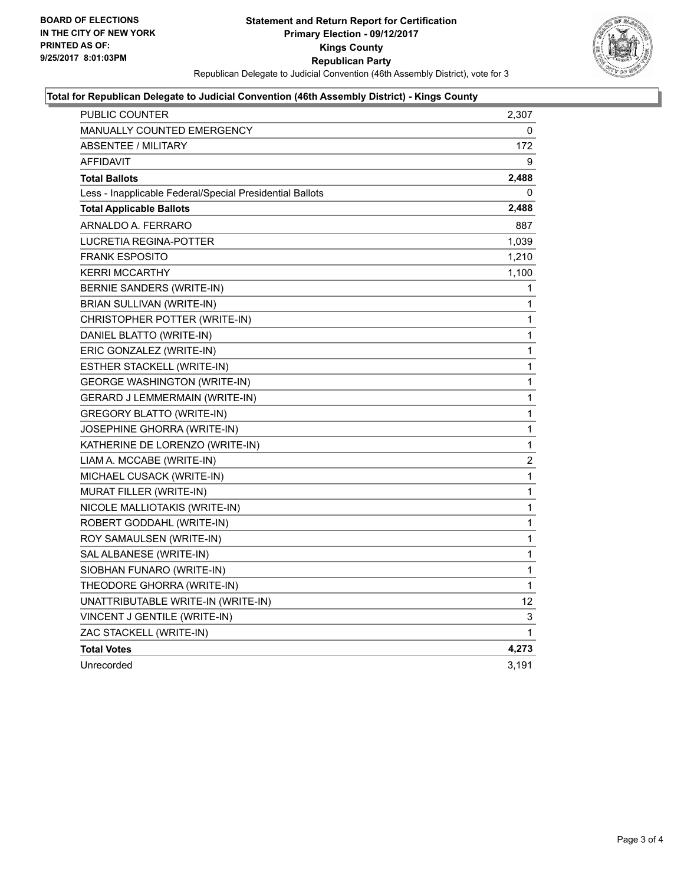BOARD OF ELECTIONS
IN THE CITY OF NEW YORK
PRINTED AS OF:
9/25/2017 8:01:03PM

**Statement and Return Report for Certification**
**Primary Election - 09/12/2017**
**Kings County**
**Republican Party**
Republican Delegate to Judicial Convention (46th Assembly District), vote for 3

### Total for Republican Delegate to Judicial Convention (46th Assembly District) - Kings County

| | |
|---|---|
| PUBLIC COUNTER | 2,307 |
| MANUALLY COUNTED EMERGENCY | 0 |
| ABSENTEE / MILITARY | 172 |
| AFFIDAVIT | 9 |
| **Total Ballots** | **2,488** |
| Less - Inapplicable Federal/Special Presidential Ballots | 0 |
| **Total Applicable Ballots** | **2,488** |
| ARNALDO A. FERRARO | 887 |
| LUCRETIA REGINA-POTTER | 1,039 |
| FRANK ESPOSITO | 1,210 |
| KERRI MCCARTHY | 1,100 |
| BERNIE SANDERS (WRITE-IN) | 1 |
| BRIAN SULLIVAN (WRITE-IN) | 1 |
| CHRISTOPHER POTTER (WRITE-IN) | 1 |
| DANIEL BLATTO (WRITE-IN) | 1 |
| ERIC GONZALEZ (WRITE-IN) | 1 |
| ESTHER STACKELL (WRITE-IN) | 1 |
| GEORGE WASHINGTON (WRITE-IN) | 1 |
| GERARD J LEMMERMAIN (WRITE-IN) | 1 |
| GREGORY BLATTO (WRITE-IN) | 1 |
| JOSEPHINE GHORRA (WRITE-IN) | 1 |
| KATHERINE DE LORENZO (WRITE-IN) | 1 |
| LIAM A. MCCABE (WRITE-IN) | 2 |
| MICHAEL CUSACK (WRITE-IN) | 1 |
| MURAT FILLER (WRITE-IN) | 1 |
| NICOLE MALLIOTAKIS (WRITE-IN) | 1 |
| ROBERT GODDAHL (WRITE-IN) | 1 |
| ROY SAMAULSEN (WRITE-IN) | 1 |
| SAL ALBANESE (WRITE-IN) | 1 |
| SIOBHAN FUNARO (WRITE-IN) | 1 |
| THEODORE GHORRA (WRITE-IN) | 1 |
| UNATTRIBUTABLE WRITE-IN (WRITE-IN) | 12 |
| VINCENT J GENTILE (WRITE-IN) | 3 |
| ZAC STACKELL (WRITE-IN) | 1 |
| **Total Votes** | **4,273** |
| Unrecorded | 3,191 |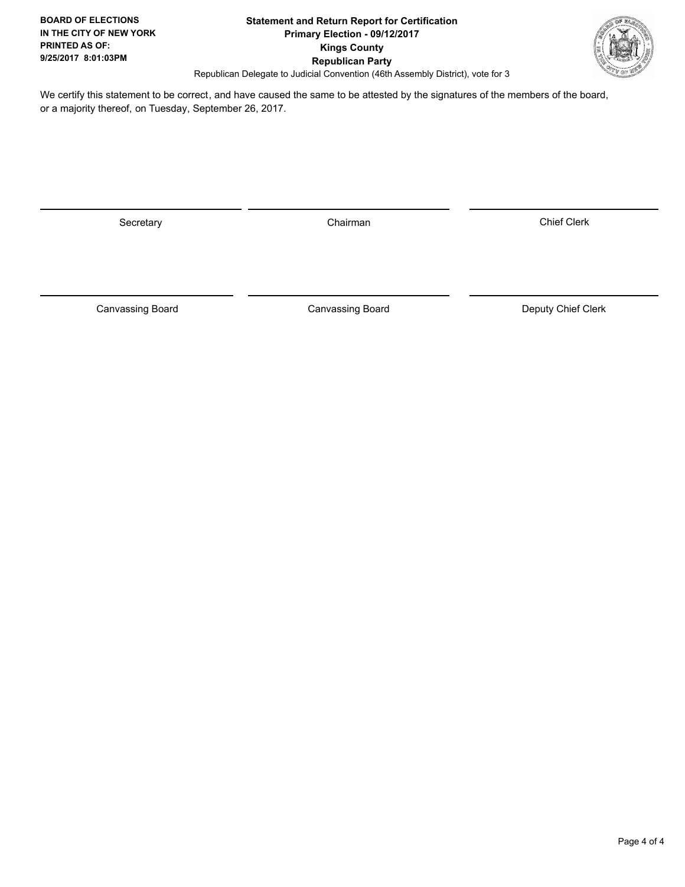**BOARD OF ELECTIONS IN THE CITY OF NEW YORK PRINTED AS OF: 9/25/2017 8:01:03PM**

**Statement and Return Report for Certification**
**Primary Election - 09/12/2017**
**Kings County**
**Republican Party**
Republican Delegate to Judicial Convention (46th Assembly District), vote for 3

We certify this statement to be correct, and have caused the same to be attested by the signatures of the members of the board, or a majority thereof, on Tuesday, September 26, 2017.

| | | |
|---|---|---|
| Secretary | Chairman | Chief Clerk |
| Canvassing Board | Canvassing Board | Deputy Chief Clerk |